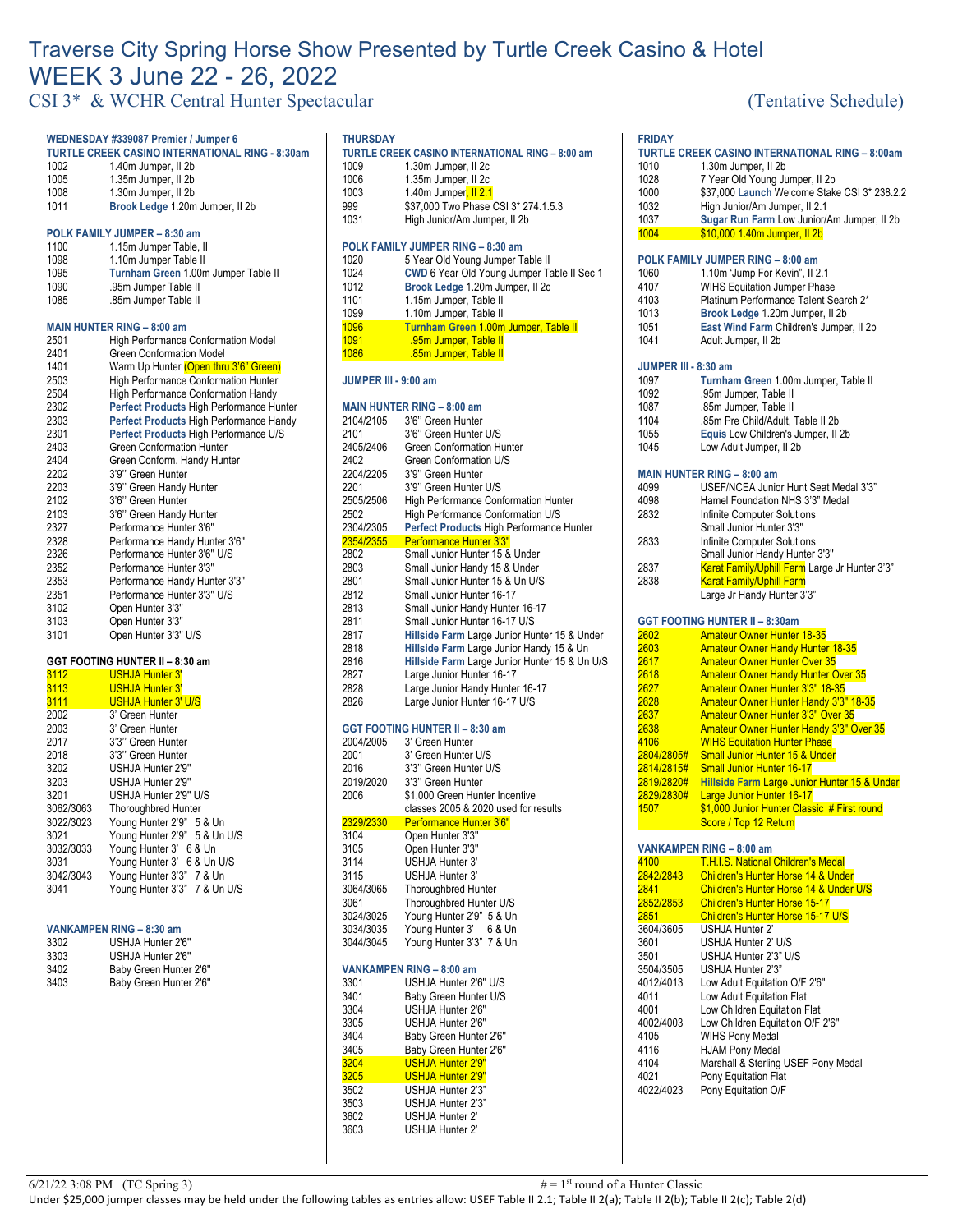# Traverse City Spring Horse Show Presented by Turtle Creek Casino & Hotel

# WEEK 3 June 22 - 26, 2022

## CSI 3* & WCHR Central Hunter Spectacular (Tentative Schedule)

### WEDNESDAY #339087 Premier / Jumper 6

**TURTLE CREEK CASINO INTERNATIONAL RING - 8:30am**

| | |
|---|---|
| 1002 | 1.40m Jumper, II 2b |
| 1005 | 1.35m Jumper, II 2b |
| 1008 | 1.30m Jumper, II 2b |
| 1011 | **Brook Ledge** 1.20m Jumper, II 2b |

**POLK FAMILY JUMPER – 8:30 am**

| | |
|---|---|
| 1100 | 1.15m Jumper Table, II |
| 1098 | 1.10m Jumper Table II |
| 1095 | **Turnham Green** 1.00m Jumper Table II |
| 1090 | .95m Jumper Table II |
| 1085 | .85m Jumper Table II |

**MAIN HUNTER RING – 8:00 am**

| | |
|---|---|
| 2501 | High Performance Conformation Model |
| 2401 | Green Conformation Model |
| 1401 | Warm Up Hunter (Open thru 3'6" Green) |
| 2503 | High Performance Conformation Hunter |
| 2504 | High Performance Conformation Handy |
| 2302 | **Perfect Products** High Performance Hunter |
| 2303 | **Perfect Products** High Performance Handy |
| 2301 | **Perfect Products** High Performance U/S |
| 2403 | Green Conformation Hunter |
| 2404 | Green Conform. Handy Hunter |
| 2202 | 3'9" Green Hunter |
| 2203 | 3'9" Green Handy Hunter |
| 2102 | 3'6" Green Hunter |
| 2103 | 3'6" Green Handy Hunter |
| 2327 | Performance Hunter 3'6" |
| 2328 | Performance Handy Hunter 3'6" |
| 2326 | Performance Hunter 3'6" U/S |
| 2352 | Performance Hunter 3'3" |
| 2353 | Performance Handy Hunter 3'3" |
| 2351 | Performance Hunter 3'3" U/S |
| 3102 | Open Hunter 3'3" |
| 3103 | Open Hunter 3'3" |
| 3101 | Open Hunter 3'3" U/S |

**GGT FOOTING HUNTER II – 8:30 am**

| | |
|---|---|
| 3112 | USHJA Hunter 3' |
| 3113 | USHJA Hunter 3' |
| 3111 | USHJA Hunter 3' U/S |
| 2002 | 3' Green Hunter |
| 2003 | 3' Green Hunter |
| 2017 | 3'3" Green Hunter |
| 2018 | 3'3" Green Hunter |
| 3202 | USHJA Hunter 2'9" |
| 3203 | USHJA Hunter 2'9" |
| 3201 | USHJA Hunter 2'9" U/S |
| 3062/3063 | Thoroughbred Hunter |
| 3022/3023 | Young Hunter 2'9" 5 & Un |
| 3021 | Young Hunter 2'9" 5 & Un U/S |
| 3032/3033 | Young Hunter 3' 6 & Un |
| 3031 | Young Hunter 3' 6 & Un U/S |
| 3042/3043 | Young Hunter 3'3" 7 & Un |
| 3041 | Young Hunter 3'3" 7 & Un U/S |

**VANKAMPEN RING – 8:30 am**

| | |
|---|---|
| 3302 | USHJA Hunter 2'6" |
| 3303 | USHJA Hunter 2'6" |
| 3402 | Baby Green Hunter 2'6" |
| 3403 | Baby Green Hunter 2'6" |

### THURSDAY

**TURTLE CREEK CASINO INTERNATIONAL RING – 8:00 am**

| | |
|---|---|
| 1009 | 1.30m Jumper, II 2c |
| 1006 | 1.35m Jumper, II 2c |
| 1003 | 1.40m Jumper, II 2.1 |
| 999 | $37,000 Two Phase CSI 3* 274.1.5.3 |
| 1031 | High Junior/Am Jumper, II 2b |

**POLK FAMILY JUMPER RING – 8:30 am**

| | |
|---|---|
| 1020 | 5 Year Old Young Jumper Table II |
| 1024 | **CWD** 6 Year Old Young Jumper Table II Sec 1 |
| 1012 | **Brook Ledge** 1.20m Jumper, II 2c |
| 1101 | 1.15m Jumper, Table II |
| 1099 | 1.10m Jumper, Table II |
| 1096 | **Turnham Green** 1.00m Jumper, Table II |
| 1091 | .95m Jumper, Table II |
| 1086 | .85m Jumper, Table II |

**JUMPER III - 9:00 am**

**MAIN HUNTER RING – 8:00 am**

| | |
|---|---|
| 2104/2105 | 3'6" Green Hunter |
| 2101 | 3'6" Green Hunter U/S |
| 2405/2406 | Green Conformation Hunter |
| 2402 | Green Conformation U/S |
| 2204/2205 | 3'9" Green Hunter |
| 2201 | 3'9" Green Hunter U/S |
| 2505/2506 | High Performance Conformation Hunter |
| 2502 | High Performance Conformation U/S |
| 2304/2305 | **Perfect Products** High Performance Hunter |
| 2354/2355 | Performance Hunter 3'3" |
| 2802 | Small Junior Hunter 15 & Under |
| 2803 | Small Junior Handy 15 & Under |
| 2801 | Small Junior Hunter 15 & Un U/S |
| 2812 | Small Junior Hunter 16-17 |
| 2813 | Small Junior Handy Hunter 16-17 |
| 2811 | Small Junior Hunter 16-17 U/S |
| 2817 | **Hillside Farm** Large Junior Hunter 15 & Under |
| 2818 | **Hillside Farm** Large Junior Handy 15 & Un |
| 2816 | **Hillside Farm** Large Junior Hunter 15 & Un U/S |
| 2827 | Large Junior Hunter 16-17 |
| 2828 | Large Junior Handy Hunter 16-17 |
| 2826 | Large Junior Hunter 16-17 U/S |

**GGT FOOTING HUNTER II – 8:30 am**

| | |
|---|---|
| 2004/2005 | 3' Green Hunter |
| 2001 | 3' Green Hunter U/S |
| 2016 | 3'3" Green Hunter U/S |
| 2019/2020 | 3'3" Green Hunter |
| 2006 | $1,000 Green Hunter Incentive<br>classes 2005 & 2020 used for results |
| 2329/2330 | Performance Hunter 3'6" |
| 3104 | Open Hunter 3'3" |
| 3105 | Open Hunter 3'3" |
| 3114 | USHJA Hunter 3' |
| 3115 | USHJA Hunter 3' |
| 3064/3065 | Thoroughbred Hunter |
| 3061 | Thoroughbred Hunter U/S |
| 3024/3025 | Young Hunter 2'9" 5 & Un |
| 3034/3035 | Young Hunter 3' 6 & Un |
| 3044/3045 | Young Hunter 3'3" 7 & Un |

**VANKAMPEN RING – 8:00 am**

| | |
|---|---|
| 3301 | USHJA Hunter 2'6" U/S |
| 3401 | Baby Green Hunter U/S |
| 3304 | USHJA Hunter 2'6" |
| 3305 | USHJA Hunter 2'6" |
| 3404 | Baby Green Hunter 2'6" |
| 3405 | Baby Green Hunter 2'6" |
| 3204 | USHJA Hunter 2'9" |
| 3205 | USHJA Hunter 2'9" |
| 3502 | USHJA Hunter 2'3" |
| 3503 | USHJA Hunter 2'3" |
| 3602 | USHJA Hunter 2' |
| 3603 | USHJA Hunter 2' |

### FRIDAY

**TURTLE CREEK CASINO INTERNATIONAL RING – 8:00am**

| | |
|---|---|
| 1010 | 1.30m Jumper, II 2b |
| 1028 | 7 Year Old Young Jumper, II 2b |
| 1000 | $37,000 **Launch** Welcome Stake CSI 3* 238.2.2 |
| 1032 | High Junior/Am Jumper, II 2.1 |
| 1037 | **Sugar Run Farm** Low Junior/Am Jumper, II 2b |
| 1004 | $10,000 1.40m Jumper, II 2b |

**POLK FAMILY JUMPER RING – 8:00 am**

| | |
|---|---|
| 1060 | 1.10m 'Jump For Kevin", II 2.1 |
| 4107 | WIHS Equitation Jumper Phase |
| 4103 | Platinum Performance Talent Search 2* |
| 1013 | **Brook Ledge** 1.20m Jumper, II 2b |
| 1051 | **East Wind Farm** Children's Jumper, II 2b |
| 1041 | Adult Jumper, II 2b |

**JUMPER III - 8:30 am**

| | |
|---|---|
| 1097 | **Turnham Green** 1.00m Jumper, Table II |
| 1092 | .95m Jumper, Table II |
| 1087 | .85m Jumper, Table II |
| 1104 | .85m Pre Child/Adult, Table II 2b |
| 1055 | **Equis** Low Children's Jumper, II 2b |
| 1045 | Low Adult Jumper, II 2b |

**MAIN HUNTER RING – 8:00 am**

| | |
|---|---|
| 4099 | USEF/NCEA Junior Hunt Seat Medal 3'3" |
| 4098 | Hamel Foundation NHS 3'3" Medal |
| 2832 | Infinite Computer Solutions<br>Small Junior Hunter 3'3" |
| 2833 | Infinite Computer Solutions<br>Small Junior Handy Hunter 3'3" |
| 2837 | Karat Family/Uphill Farm Large Jr Hunter 3'3" |
| 2838 | Karat Family/Uphill Farm<br>Large Jr Handy Hunter 3'3" |

**GGT FOOTING HUNTER II – 8:30am**

| | |
|---|---|
| 2602 | Amateur Owner Hunter 18-35 |
| 2603 | Amateur Owner Handy Hunter 18-35 |
| 2617 | Amateur Owner Hunter Over 35 |
| 2618 | Amateur Owner Handy Hunter Over 35 |
| 2627 | Amateur Owner Hunter 3'3" 18-35 |
| 2628 | Amateur Owner Hunter Handy 3'3" 18-35 |
| 2637 | Amateur Owner Hunter 3'3" Over 35 |
| 2638 | Amateur Owner Hunter Handy 3'3" Over 35 |
| 4106 | WIHS Equitation Hunter Phase |
| 2804/2805# | Small Junior Hunter 15 & Under |
| 2814/2815# | Small Junior Hunter 16-17 |
| 2819/2820# | **Hillside Farm** Large Junior Hunter 15 & Under |
| 2829/2830# | Large Junior Hunter 16-17 |
| 1507 | $1,000 Junior Hunter Classic # First round<br>Score / Top 12 Return |

**VANKAMPEN RING – 8:00 am**

| | |
|---|---|
| 4100 | T.H.I.S. National Children's Medal |
| 2842/2843 | Children's Hunter Horse 14 & Under |
| 2841 | Children's Hunter Horse 14 & Under U/S |
| 2852/2853 | Children's Hunter Horse 15-17 |
| 2851 | Children's Hunter Horse 15-17 U/S |
| 3604/3605 | USHJA Hunter 2' |
| 3601 | USHJA Hunter 2' U/S |
| 3501 | USHJA Hunter 2'3" U/S |
| 3504/3505 | USHJA Hunter 2'3" |
| 4012/4013 | Low Adult Equitation O/F 2'6" |
| 4011 | Low Adult Equitation Flat |
| 4001 | Low Children Equitation Flat |
| 4002/4003 | Low Children Equitation O/F 2'6" |
| 4105 | WIHS Pony Medal |
| 4116 | HJAM Pony Medal |
| 4104 | Marshall & Sterling USEF Pony Medal |
| 4021 | Pony Equitation Flat |
| 4022/4023 | Pony Equitation O/F |

6/21/22 3:08 PM (TC Spring 3)

# = 1st round of a Hunter Classic

Under $25,000 jumper classes may be held under the following tables as entries allow: USEF Table II 2.1; Table II 2(a); Table II 2(b); Table II 2(c); Table 2(d)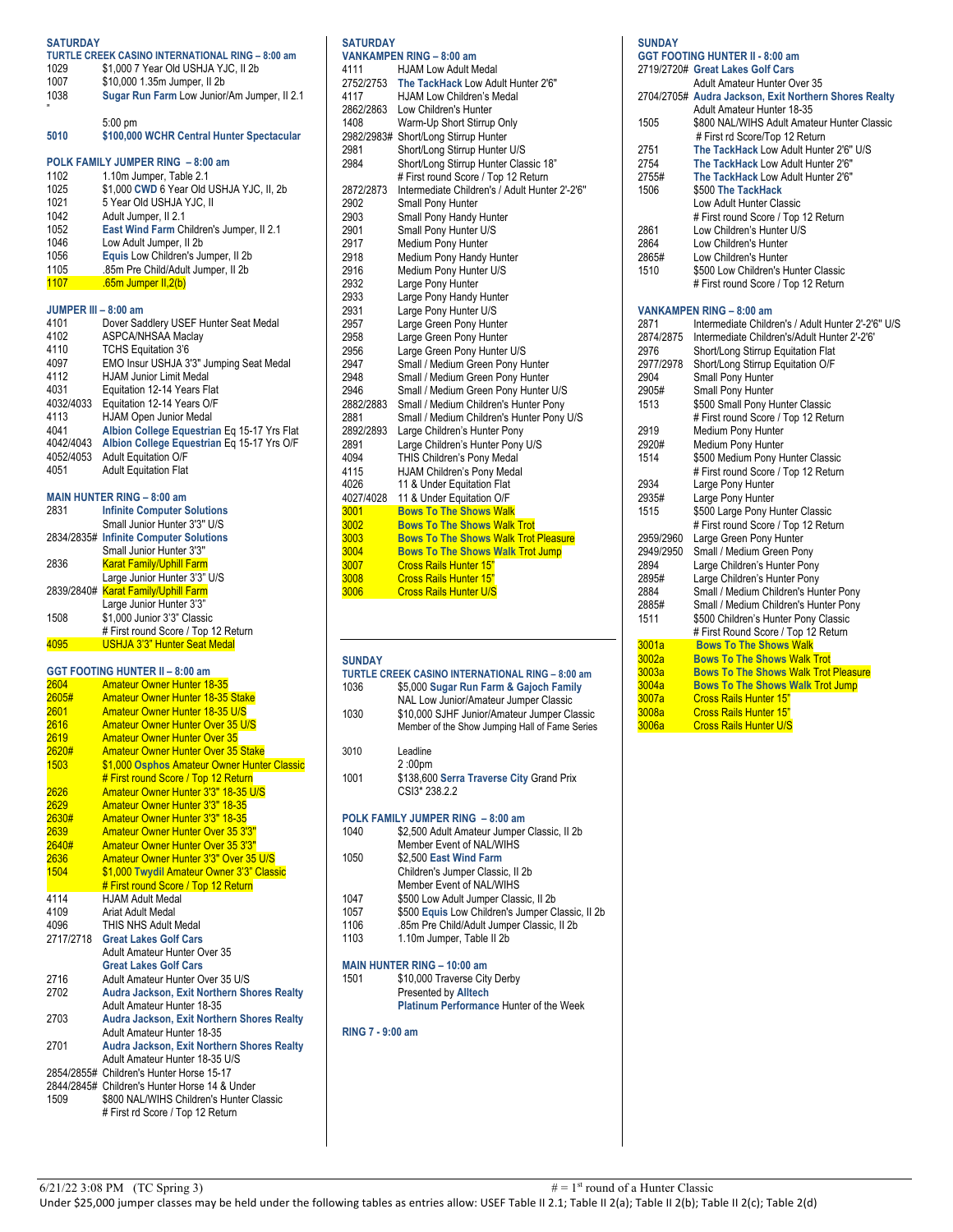**SATURDAY**

**TURTLE CREEK CASINO INTERNATIONAL RING – 8:00 am**

| | |
|---|---|
| 1029 | $1,000 7 Year Old USHJA YJC, II 2b |
| 1007 | $10,000 1.35m Jumper, II 2b |
| 1038 | **Sugar Run Farm** Low Junior/Am Jumper, II 2.1 |
| " | |
| | 5:00 pm |
| **5010** | **$100,000 WCHR Central Hunter Spectacular** |

**POLK FAMILY JUMPER RING – 8:00 am**

| | |
|---|---|
| 1102 | 1.10m Jumper, Table 2.1 |
| 1025 | $1,000 **CWD** 6 Year Old USHJA YJC, II, 2b |
| 1021 | 5 Year Old USHJA YJC, II |
| 1042 | Adult Jumper, II 2.1 |
| 1052 | **East Wind Farm** Children's Jumper, II 2.1 |
| 1046 | Low Adult Jumper, II 2b |
| 1056 | **Equis** Low Children's Jumper, II 2b |
| 1105 | .85m Pre Child/Adult Jumper, II 2b |
| 1107 | .65m Jumper II,2(b) |

**JUMPER III – 8:00 am**

| | |
|---|---|
| 4101 | Dover Saddlery USEF Hunter Seat Medal |
| 4102 | ASPCA/NHSAA Maclay |
| 4110 | TCHS Equitation 3'6 |
| 4097 | EMO Insur USHJA 3'3" Jumping Seat Medal |
| 4112 | HJAM Junior Limit Medal |
| 4031 | Equitation 12-14 Years Flat |
| 4032/4033 | Equitation 12-14 Years O/F |
| 4113 | HJAM Open Junior Medal |
| 4041 | **Albion College Equestrian** Eq 15-17 Yrs Flat |
| 4042/4043 | **Albion College Equestrian** Eq 15-17 Yrs O/F |
| 4052/4053 | Adult Equitation O/F |
| 4051 | Adult Equitation Flat |

**MAIN HUNTER RING – 8:00 am**

| | |
|---|---|
| 2831 | **Infinite Computer Solutions** Small Junior Hunter 3'3" U/S |
| 2834/2835# | **Infinite Computer Solutions** Small Junior Hunter 3'3" |
| 2836 | **Karat Family/Uphill Farm** Large Junior Hunter 3'3" U/S |
| 2839/2840# | **Karat Family/Uphill Farm** Large Junior Hunter 3'3" |
| 1508 | $1,000 Junior 3'3" Classic # First round Score / Top 12 Return |
| 4095 | USHJA 3'3" Hunter Seat Medal |

**GGT FOOTING HUNTER II – 8:00 am**

| | |
|---|---|
| 2604 | Amateur Owner Hunter 18-35 |
| 2605# | Amateur Owner Hunter 18-35 Stake |
| 2601 | Amateur Owner Hunter 18-35 U/S |
| 2616 | Amateur Owner Hunter Over 35 U/S |
| 2619 | Amateur Owner Hunter Over 35 |
| 2620# | Amateur Owner Hunter Over 35 Stake |
| 1503 | $1,000 **Osphos** Amateur Owner Hunter Classic # First round Score / Top 12 Return |
| 2626 | Amateur Owner Hunter 3'3" 18-35 U/S |
| 2629 | Amateur Owner Hunter 3'3" 18-35 |
| 2630# | Amateur Owner Hunter 3'3" 18-35 |
| 2639 | Amateur Owner Hunter Over 35 3'3" |
| 2640# | Amateur Owner Hunter Over 35 3'3" |
| 2636 | Amateur Owner Hunter 3'3" Over 35 U/S |
| 1504 | $1,000 **Twydil** Amateur Owner 3'3" Classic # First round Score / Top 12 Return |
| 4114 | HJAM Adult Medal |
| 4109 | Ariat Adult Medal |
| 4096 | THIS NHS Adult Medal |
| 2717/2718 | **Great Lakes Golf Cars** Adult Amateur Hunter Over 35 |
| 2716 | **Great Lakes Golf Cars** Adult Amateur Hunter Over 35 U/S |
| 2702 | **Audra Jackson, Exit Northern Shores Realty** Adult Amateur Hunter 18-35 |
| 2703 | **Audra Jackson, Exit Northern Shores Realty** Adult Amateur Hunter 18-35 |
| 2701 | **Audra Jackson, Exit Northern Shores Realty** Adult Amateur Hunter 18-35 U/S |
| 2854/2855# | Children's Hunter Horse 15-17 |
| 2844/2845# | Children's Hunter Horse 14 & Under |
| 1509 | $800 NAL/WIHS Children's Hunter Classic # First rd Score / Top 12 Return |

**SATURDAY**

**VANKAMPEN RING – 8:00 am**

| | |
|---|---|
| 4111 | HJAM Low Adult Medal |
| 2752/2753 | **The TackHack** Low Adult Hunter 2'6" |
| 4117 | HJAM Low Children's Medal |
| 2862/2863 | Low Children's Hunter |
| 1408 | Warm-Up Short Stirrup Only |
| 2982/2983# | Short/Long Stirrup Hunter |
| 2981 | Short/Long Stirrup Hunter U/S |
| 2984 | Short/Long Stirrup Hunter Classic 18" # First round Score / Top 12 Return |
| 2872/2873 | Intermediate Children's / Adult Hunter 2'-2'6" |
| 2902 | Small Pony Hunter |
| 2903 | Small Pony Handy Hunter |
| 2901 | Small Pony Hunter U/S |
| 2917 | Medium Pony Hunter |
| 2918 | Medium Pony Handy Hunter |
| 2916 | Medium Pony Hunter U/S |
| 2932 | Large Pony Hunter |
| 2933 | Large Pony Handy Hunter |
| 2931 | Large Pony Hunter U/S |
| 2957 | Large Green Pony Hunter |
| 2958 | Large Green Pony Hunter |
| 2956 | Large Green Pony Hunter U/S |
| 2947 | Small / Medium Green Pony Hunter |
| 2948 | Small / Medium Green Pony Hunter |
| 2946 | Small / Medium Green Pony Hunter U/S |
| 2882/2883 | Small / Medium Children's Hunter Pony |
| 2881 | Small / Medium Children's Hunter Pony U/S |
| 2892/2893 | Large Children's Hunter Pony |
| 2891 | Large Children's Hunter Pony U/S |
| 4094 | THIS Children's Pony Medal |
| 4115 | HJAM Children's Pony Medal |
| 4026 | 11 & Under Equitation Flat |
| 4027/4028 | 11 & Under Equitation O/F |
| 3001 | **Bows To The Shows Walk** |
| 3002 | **Bows To The Shows Walk Trot** |
| 3003 | **Bows To The Shows Walk Trot Pleasure** |
| 3004 | **Bows To The Shows Walk Trot Jump** |
| 3007 | Cross Rails Hunter 15" |
| 3008 | Cross Rails Hunter 15" |
| 3006 | Cross Rails Hunter U/S |

**SUNDAY**

**TURTLE CREEK CASINO INTERNATIONAL RING – 8:00 am**

| | |
|---|---|
| 1036 | $5,000 **Sugar Run Farm & Gajoch Family** NAL Low Junior/Amateur Jumper Classic |
| 1030 | $10,000 SJHF Junior/Amateur Jumper Classic Member of the Show Jumping Hall of Fame Series |
| 3010 | Leadline |
| | 2 :00pm |
| 1001 | $138,600 **Serra Traverse City** Grand Prix CSI3* 238.2.2 |

**POLK FAMILY JUMPER RING – 8:00 am**

| | |
|---|---|
| 1040 | $2,500 Adult Amateur Jumper Classic, II 2b Member Event of NAL/WIHS |
| 1050 | $2,500 **East Wind Farm** Children's Jumper Classic, II 2b Member Event of NAL/WIHS |
| 1047 | $500 Low Adult Jumper Classic, II 2b |
| 1057 | $500 **Equis** Low Children's Jumper Classic, II 2b |
| 1106 | .85m Pre Child/Adult Jumper Classic, II 2b |
| 1103 | 1.10m Jumper, Table II 2b |

**MAIN HUNTER RING – 10:00 am**

| | |
|---|---|
| 1501 | $10,000 Traverse City Derby Presented by **Alltech** **Platinum Performance** Hunter of the Week |

**RING 7 - 9:00 am**

**SUNDAY**

**GGT FOOTING HUNTER II - 8:00 am**

| | |
|---|---|
| 2719/2720# | **Great Lakes Golf Cars** Adult Amateur Hunter Over 35 |
| 2704/2705# | **Audra Jackson, Exit Northern Shores Realty** Adult Amateur Hunter 18-35 |
| 1505 | $800 NAL/WIHS Adult Amateur Hunter Classic # First rd Score/Top 12 Return |
| 2751 | **The TackHack** Low Adult Hunter 2'6" U/S |
| 2754 | **The TackHack** Low Adult Hunter 2'6" |
| 2755# | **The TackHack** Low Adult Hunter 2'6" |
| 1506 | $500 **The TackHack** Low Adult Hunter Classic # First round Score / Top 12 Return |
| 2861 | Low Children's Hunter U/S |
| 2864 | Low Children's Hunter |
| 2865# | Low Children's Hunter |
| 1510 | $500 Low Children's Hunter Classic # First round Score / Top 12 Return |

**VANKAMPEN RING – 8:00 am**

| | |
|---|---|
| 2871 | Intermediate Children's / Adult Hunter 2'-2'6" U/S |
| 2874/2875 | Intermediate Children's/Adult Hunter 2'-2'6' |
| 2976 | Short/Long Stirrup Equitation Flat |
| 2977/2978 | Short/Long Stirrup Equitation O/F |
| 2904 | Small Pony Hunter |
| 2905# | Small Pony Hunter |
| 1513 | $500 Small Pony Hunter Classic # First round Score / Top 12 Return |
| 2919 | Medium Pony Hunter |
| 2920# | Medium Pony Hunter |
| 1514 | $500 Medium Pony Hunter Classic # First round Score / Top 12 Return |
| 2934 | Large Pony Hunter |
| 2935# | Large Pony Hunter |
| 1515 | $500 Large Pony Hunter Classic # First round Score / Top 12 Return |
| 2959/2960 | Large Green Pony Hunter |
| 2949/2950 | Small / Medium Green Pony |
| 2894 | Large Children's Hunter Pony |
| 2895# | Large Children's Hunter Pony |
| 2884 | Small / Medium Children's Hunter Pony |
| 2885# | Small / Medium Children's Hunter Pony |
| 1511 | $500 Children's Hunter Pony Classic # First Round Score / Top 12 Return |
| 3001a | **Bows To The Shows Walk** |
| 3002a | **Bows To The Shows Walk Trot** |
| 3003a | **Bows To The Shows Walk Trot Pleasure** |
| 3004a | **Bows To The Shows Walk Trot Jump** |
| 3007a | Cross Rails Hunter 15" |
| 3008a | Cross Rails Hunter 15" |
| 3006a | Cross Rails Hunter U/S |

6/21/22 3:08 PM (TC Spring 3)

# = 1st round of a Hunter Classic

Under $25,000 jumper classes may be held under the following tables as entries allow: USEF Table II 2.1; Table II 2(a); Table II 2(b); Table II 2(c); Table 2(d)